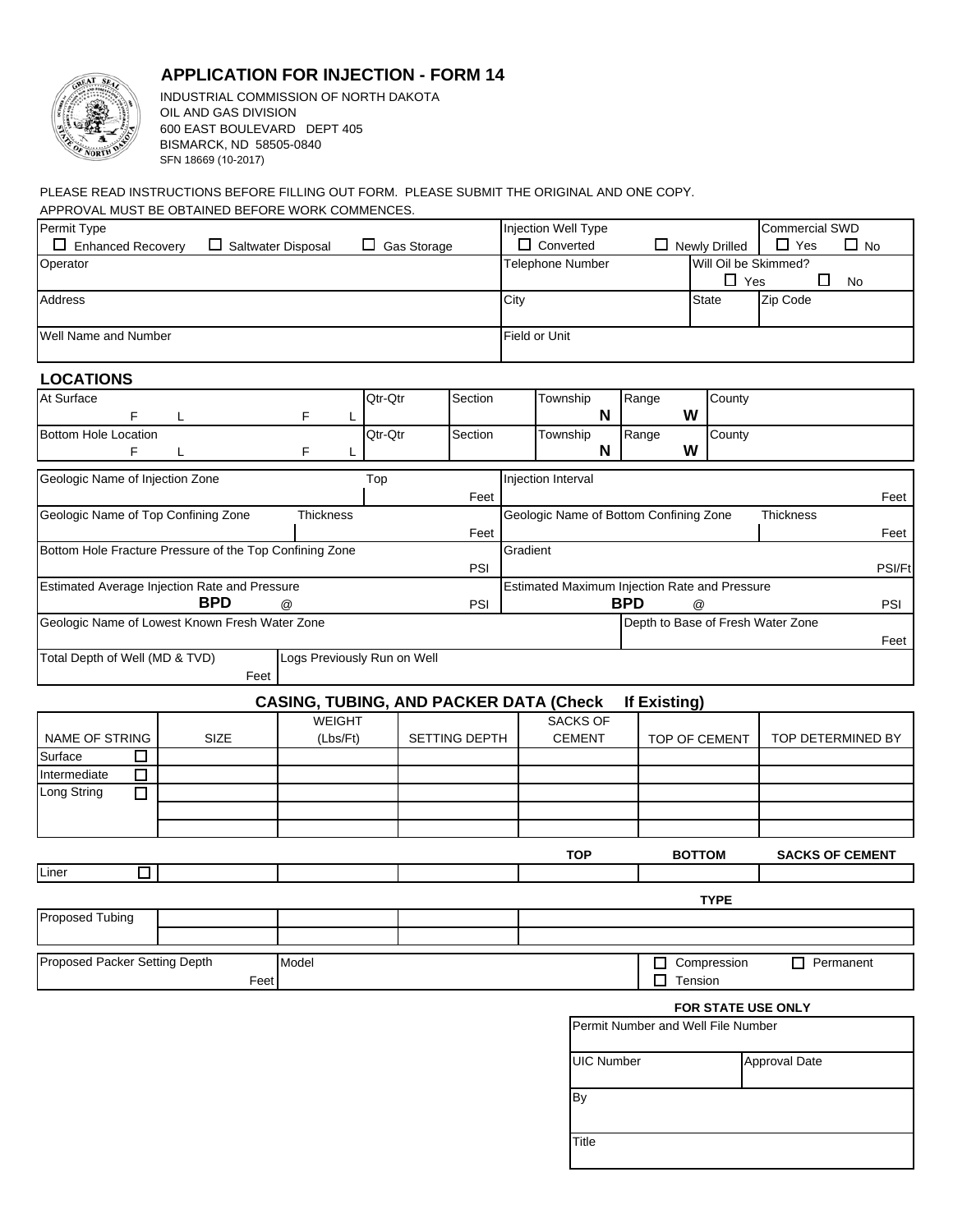## APPLICATION FOR INJECTION - FORM 14

INDUSTRIAL COMMISSION OF NORTH DAKOTA
OIL AND GAS DIVISION
600 EAST BOULEVARD DEPT 405
BISMARCK, ND 58505-0840
SFN 18669 (10-2017)

PLEASE READ INSTRUCTIONS BEFORE FILLING OUT FORM. PLEASE SUBMIT THE ORIGINAL AND ONE COPY.
APPROVAL MUST BE OBTAINED BEFORE WORK COMMENCES.

| Permit Type | Injection Well Type | Commercial SWD |
|---|---|---|
| ☐ Enhanced Recovery ☐ Saltwater Disposal ☐ Gas Storage | ☐ Converted ☐ Newly Drilled | ☐ Yes ☐ No |

| Operator | Telephone Number | Will Oil be Skimmed? |
|---|---|---|
| | | ☐ Yes ☐ No |

| Address | City | State | Zip Code |
|---|---|---|---|
| | | | |

| Well Name and Number | Field or Unit |
|---|---|
| | |

### LOCATIONS

| | Qtr-Qtr | Section | Township | Range | County |
|---|---|---|---|---|---|
| At Surface F L F L | | | N | W | |
| Bottom Hole Location F L F L | | | N | W | |

| Geologic Name of Injection Zone | Top | Injection Interval |
|---|---|---|
| | Feet | Feet |

| Geologic Name of Top Confining Zone | Thickness | Geologic Name of Bottom Confining Zone | Thickness |
|---|---|---|---|
| | Feet | | Feet |

| Bottom Hole Fracture Pressure of the Top Confining Zone | Gradient |
|---|---|
| PSI | PSI/Ft |

| Estimated Average Injection Rate and Pressure | Estimated Maximum Injection Rate and Pressure |
|---|---|
| BPD @ PSI | BPD @ PSI |

| Geologic Name of Lowest Known Fresh Water Zone | Depth to Base of Fresh Water Zone |
|---|---|
| | Feet |

| Total Depth of Well (MD & TVD) | Logs Previously Run on Well |
|---|---|
| Feet | |

### CASING, TUBING, AND PACKER DATA (Check If Existing)

| NAME OF STRING | SIZE | WEIGHT (Lbs/Ft) | SETTING DEPTH | SACKS OF CEMENT | TOP OF CEMENT | TOP DETERMINED BY |
|---|---|---|---|---|---|---|
| Surface ☐ | | | | | | |
| Intermediate ☐ | | | | | | |
| Long String ☐ | | | | | | |
| | | | | | | |
| | | | | | | |

| | | | | TOP | BOTTOM | SACKS OF CEMENT |
|---|---|---|---|---|---|---|
| Liner ☐ | | | | | | |

| | | | | TYPE |
|---|---|---|---|---|
| Proposed Tubing | | | | |
| | | | | |

| Proposed Packer Setting Depth | Model | |
|---|---|---|
| Feet | | ☐ Compression ☐ Permanent ☐ Tension |

**FOR STATE USE ONLY**

| Permit Number and Well File Number | |
|---|---|
| UIC Number | Approval Date |
| By | |
| Title | |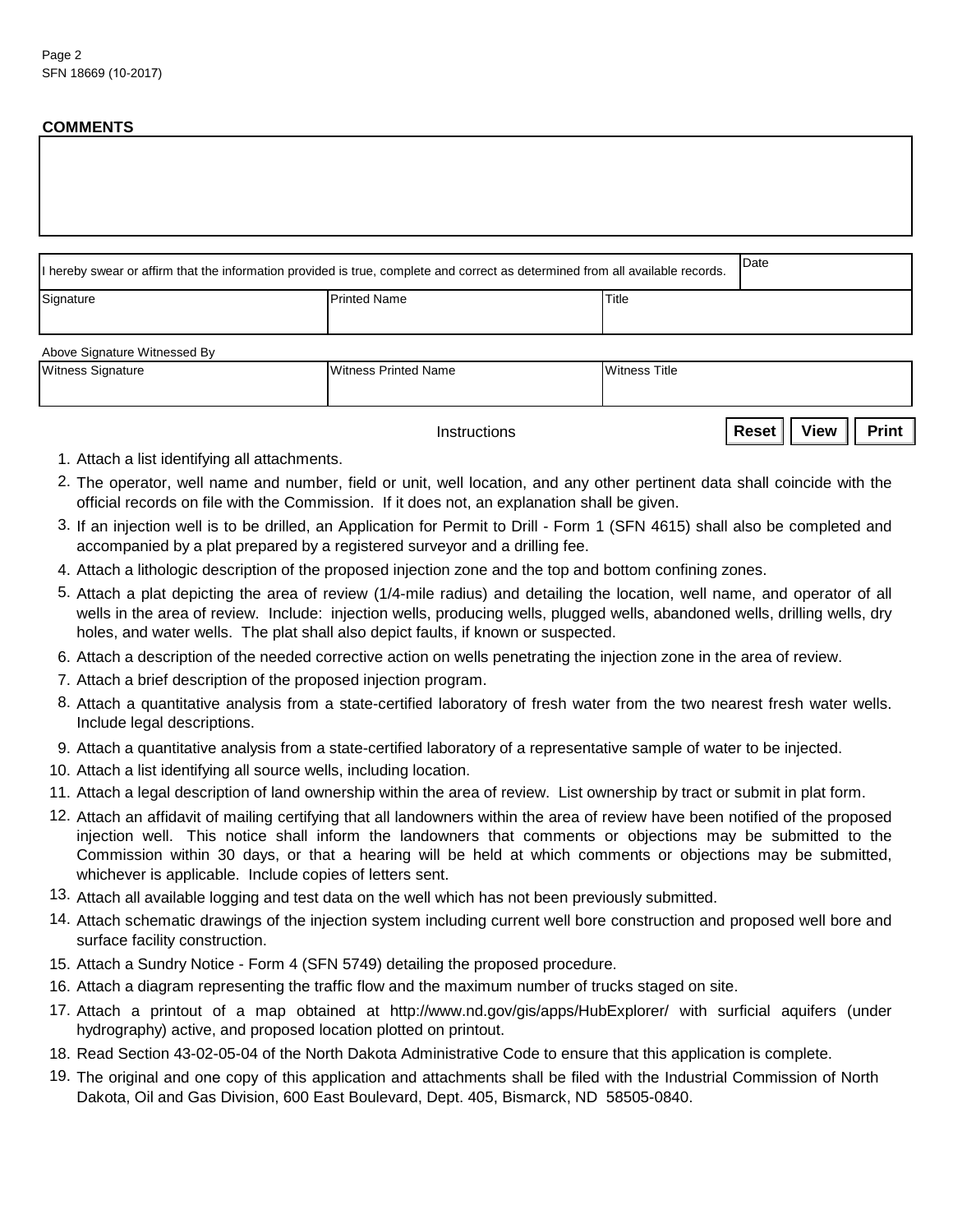## COMMENTS

| |
|---|
| |

| | |
|---|---|
| I hereby swear or affirm that the information provided is true, complete and correct as determined from all available records. | Date |

| Signature | Printed Name | Title |
|---|---|---|
| | | |

Above Signature Witnessed By

| Witness Signature | Witness Printed Name | Witness Title |
|---|---|---|
| | | |

Instructions

Reset | View | Print

1. Attach a list identifying all attachments.
2. The operator, well name and number, field or unit, well location, and any other pertinent data shall coincide with the official records on file with the Commission. If it does not, an explanation shall be given.
3. If an injection well is to be drilled, an Application for Permit to Drill - Form 1 (SFN 4615) shall also be completed and accompanied by a plat prepared by a registered surveyor and a drilling fee.
4. Attach a lithologic description of the proposed injection zone and the top and bottom confining zones.
5. Attach a plat depicting the area of review (1/4-mile radius) and detailing the location, well name, and operator of all wells in the area of review. Include: injection wells, producing wells, plugged wells, abandoned wells, drilling wells, dry holes, and water wells. The plat shall also depict faults, if known or suspected.
6. Attach a description of the needed corrective action on wells penetrating the injection zone in the area of review.
7. Attach a brief description of the proposed injection program.
8. Attach a quantitative analysis from a state-certified laboratory of fresh water from the two nearest fresh water wells. Include legal descriptions.
9. Attach a quantitative analysis from a state-certified laboratory of a representative sample of water to be injected.
10. Attach a list identifying all source wells, including location.
11. Attach a legal description of land ownership within the area of review. List ownership by tract or submit in plat form.
12. Attach an affidavit of mailing certifying that all landowners within the area of review have been notified of the proposed injection well. This notice shall inform the landowners that comments or objections may be submitted to the Commission within 30 days, or that a hearing will be held at which comments or objections may be submitted, whichever is applicable. Include copies of letters sent.
13. Attach all available logging and test data on the well which has not been previously submitted.
14. Attach schematic drawings of the injection system including current well bore construction and proposed well bore and surface facility construction.
15. Attach a Sundry Notice - Form 4 (SFN 5749) detailing the proposed procedure.
16. Attach a diagram representing the traffic flow and the maximum number of trucks staged on site.
17. Attach a printout of a map obtained at http://www.nd.gov/gis/apps/HubExplorer/ with surficial aquifers (under hydrography) active, and proposed location plotted on printout.
18. Read Section 43-02-05-04 of the North Dakota Administrative Code to ensure that this application is complete.
19. The original and one copy of this application and attachments shall be filed with the Industrial Commission of North Dakota, Oil and Gas Division, 600 East Boulevard, Dept. 405, Bismarck, ND 58505-0840.